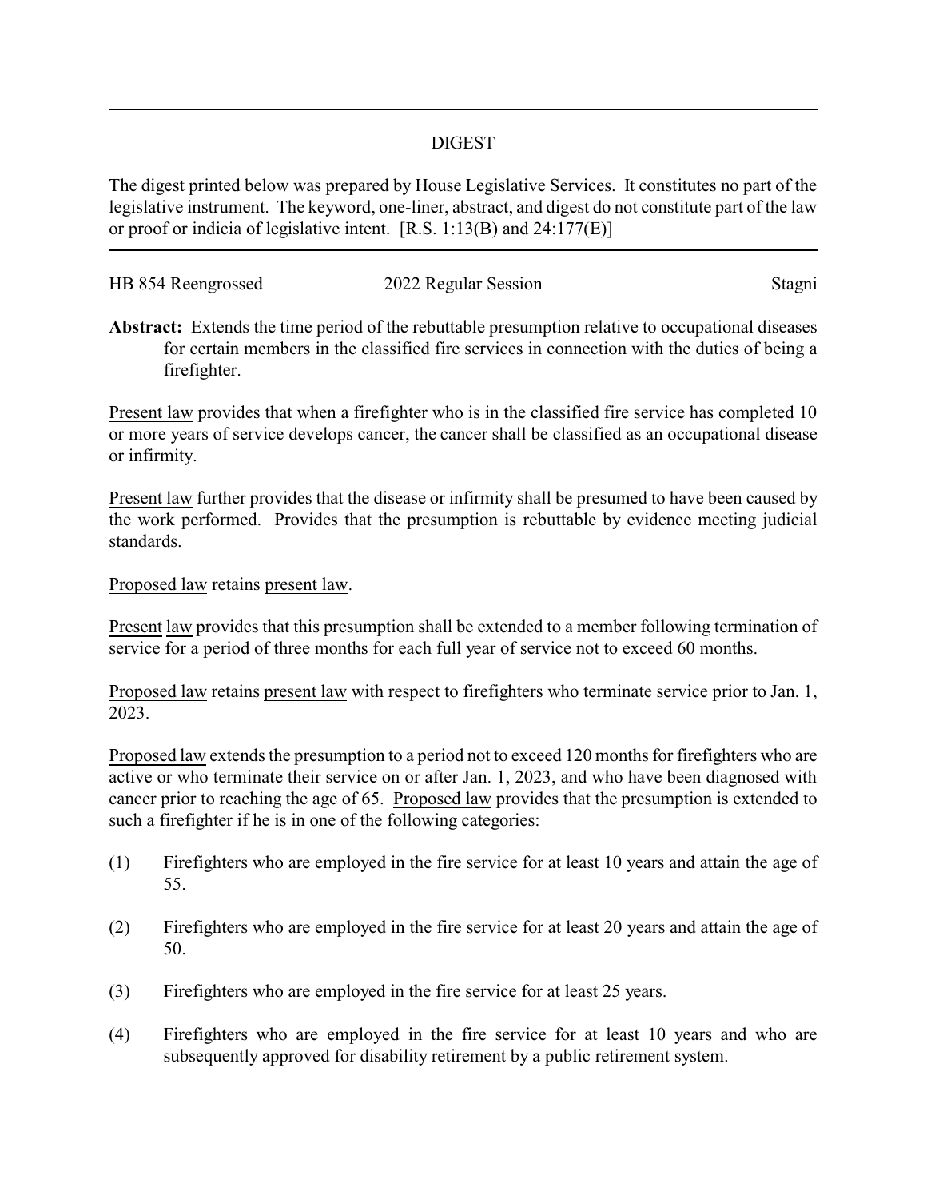## DIGEST

The digest printed below was prepared by House Legislative Services. It constitutes no part of the legislative instrument. The keyword, one-liner, abstract, and digest do not constitute part of the law or proof or indicia of legislative intent. [R.S. 1:13(B) and 24:177(E)]

---

HB 854 Reengrossed | 2022 Regular Session | Stagni

**Abstract:** Extends the time period of the rebuttable presumption relative to occupational diseases for certain members in the classified fire services in connection with the duties of being a firefighter.

Present law provides that when a firefighter who is in the classified fire service has completed 10 or more years of service develops cancer, the cancer shall be classified as an occupational disease or infirmity.

Present law further provides that the disease or infirmity shall be presumed to have been caused by the work performed. Provides that the presumption is rebuttable by evidence meeting judicial standards.

Proposed law retains present law.

Present law provides that this presumption shall be extended to a member following termination of service for a period of three months for each full year of service not to exceed 60 months.

Proposed law retains present law with respect to firefighters who terminate service prior to Jan. 1, 2023.

Proposed law extends the presumption to a period not to exceed 120 months for firefighters who are active or who terminate their service on or after Jan. 1, 2023, and who have been diagnosed with cancer prior to reaching the age of 65. Proposed law provides that the presumption is extended to such a firefighter if he is in one of the following categories:

(1) Firefighters who are employed in the fire service for at least 10 years and attain the age of 55.

(2) Firefighters who are employed in the fire service for at least 20 years and attain the age of 50.

(3) Firefighters who are employed in the fire service for at least 25 years.

(4) Firefighters who are employed in the fire service for at least 10 years and who are subsequently approved for disability retirement by a public retirement system.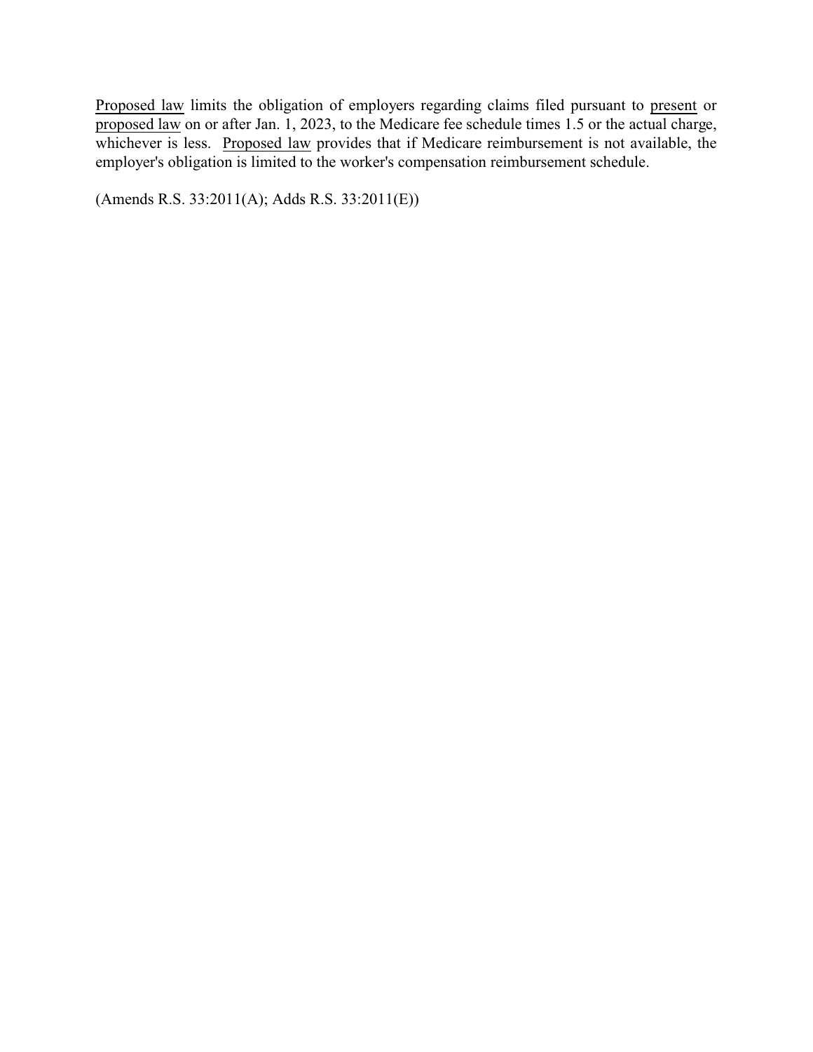Proposed law limits the obligation of employers regarding claims filed pursuant to present or proposed law on or after Jan. 1, 2023, to the Medicare fee schedule times 1.5 or the actual charge, whichever is less. Proposed law provides that if Medicare reimbursement is not available, the employer's obligation is limited to the worker's compensation reimbursement schedule.

(Amends R.S. 33:2011(A); Adds R.S. 33:2011(E))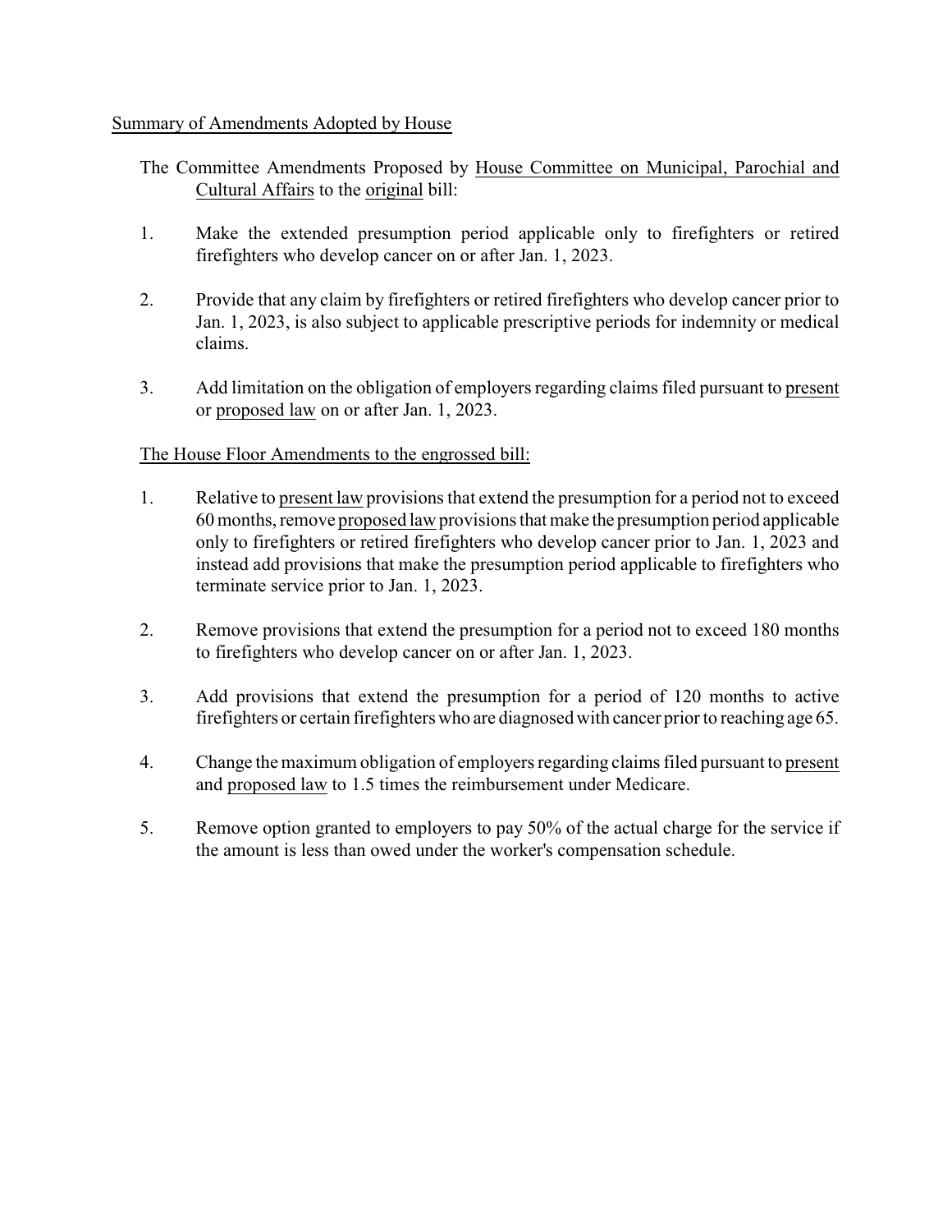<u>Summary of Amendments Adopted by House</u>

The Committee Amendments Proposed by <u>House Committee on Municipal, Parochial and Cultural Affairs</u> to the <u>original</u> bill:

1. Make the extended presumption period applicable only to firefighters or retired firefighters who develop cancer on or after Jan. 1, 2023.

2. Provide that any claim by firefighters or retired firefighters who develop cancer prior to Jan. 1, 2023, is also subject to applicable prescriptive periods for indemnity or medical claims.

3. Add limitation on the obligation of employers regarding claims filed pursuant to <u>present</u> or <u>proposed law</u> on or after Jan. 1, 2023.

<u>The House Floor Amendments to the engrossed bill:</u>

1. Relative to <u>present law</u> provisions that extend the presumption for a period not to exceed 60 months, remove <u>proposed law</u> provisions that make the presumption period applicable only to firefighters or retired firefighters who develop cancer prior to Jan. 1, 2023 and instead add provisions that make the presumption period applicable to firefighters who terminate service prior to Jan. 1, 2023.

2. Remove provisions that extend the presumption for a period not to exceed 180 months to firefighters who develop cancer on or after Jan. 1, 2023.

3. Add provisions that extend the presumption for a period of 120 months to active firefighters or certain firefighters who are diagnosed with cancer prior to reaching age 65.

4. Change the maximum obligation of employers regarding claims filed pursuant to <u>present</u> and <u>proposed law</u> to 1.5 times the reimbursement under Medicare.

5. Remove option granted to employers to pay 50% of the actual charge for the service if the amount is less than owed under the worker's compensation schedule.